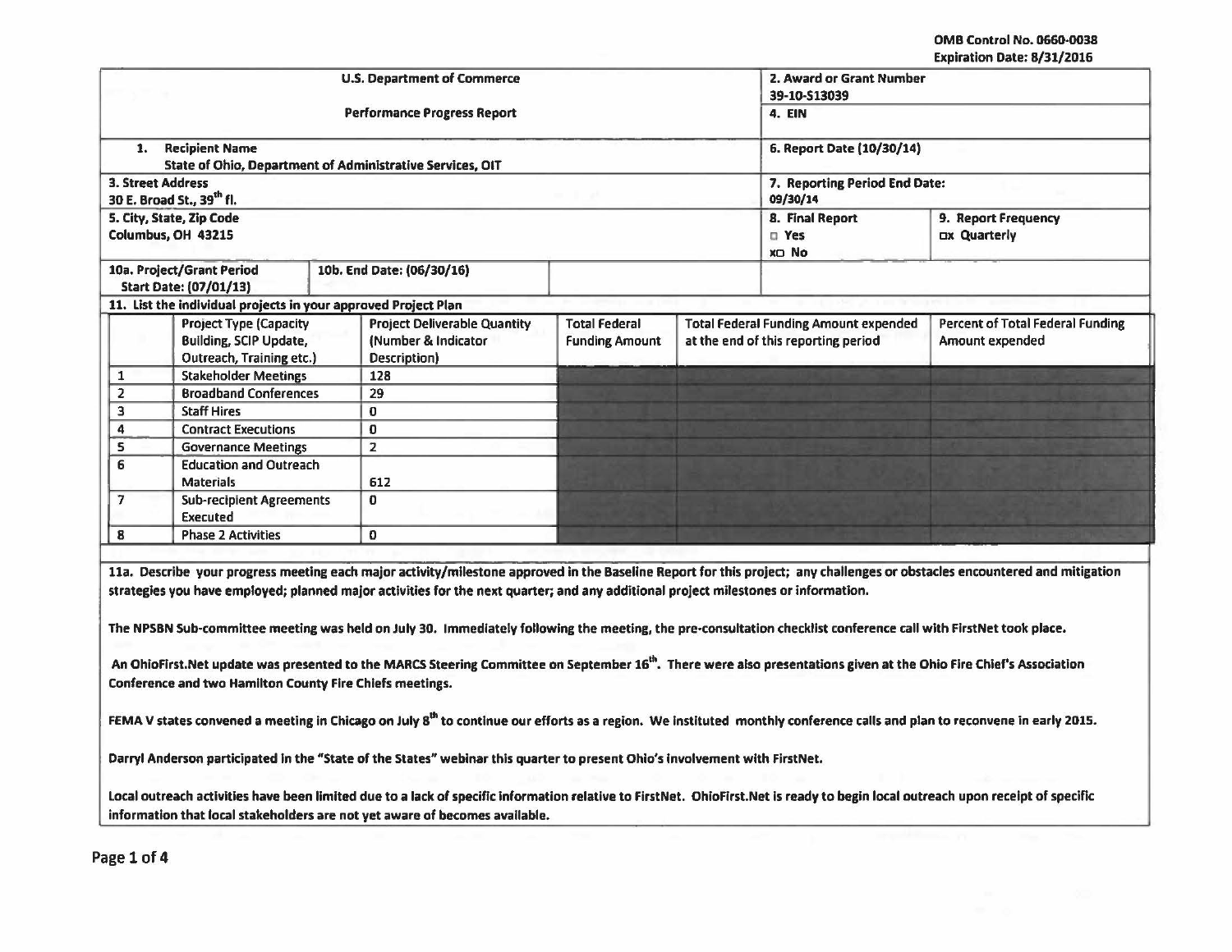OMB Control No. 0660-0038
Expiration Date: 8/31/2016

| U.S. Department of Commerce<br>Performance Progress Report | | 2. Award or Grant Number<br>39-10-S13039 | |
|---|---|---|---|
| | | 4. EIN | |
| 1. Recipient Name<br>State of Ohio, Department of Administrative Services, OIT | | 6. Report Date (10/30/14) | |
| 3. Street Address<br>30 E. Broad St., 39th fl. | | 7. Reporting Period End Date:<br>09/30/14 | |
| 5. City, State, Zip Code<br>Columbus, OH 43215 | | 8. Final Report<br>☐ Yes<br>x☐ No | 9. Report Frequency<br>☐x Quarterly |
| 10a. Project/Grant Period<br>Start Date: (07/01/13) | 10b. End Date: (06/30/16) | | |

**11. List the individual projects in your approved Project Plan**

| | Project Type (Capacity Building, SCIP Update, Outreach, Training etc.) | Project Deliverable Quantity (Number & Indicator Description) | Total Federal Funding Amount | Total Federal Funding Amount expended at the end of this reporting period | Percent of Total Federal Funding Amount expended |
|---|---|---|---|---|---|
| 1 | Stakeholder Meetings | 128 | | | |
| 2 | Broadband Conferences | 29 | | | |
| 3 | Staff Hires | 0 | | | |
| 4 | Contract Executions | 0 | | | |
| 5 | Governance Meetings | 2 | | | |
| 6 | Education and Outreach Materials | 612 | | | |
| 7 | Sub-recipient Agreements Executed | 0 | | | |
| 8 | Phase 2 Activities | 0 | | | |

**11a. Describe your progress meeting each major activity/milestone approved in the Baseline Report for this project; any challenges or obstacles encountered and mitigation strategies you have employed; planned major activities for the next quarter; and any additional project milestones or information.**

The NPSBN Sub-committee meeting was held on July 30. Immediately following the meeting, the pre-consultation checklist conference call with FirstNet took place.

An OhioFirst.Net update was presented to the MARCS Steering Committee on September 16th. There were also presentations given at the Ohio Fire Chief's Association Conference and two Hamilton County Fire Chiefs meetings.

FEMA V states convened a meeting in Chicago on July 8th to continue our efforts as a region. We instituted monthly conference calls and plan to reconvene in early 2015.

Darryl Anderson participated in the "State of the States" webinar this quarter to present Ohio's involvement with FirstNet.

Local outreach activities have been limited due to a lack of specific information relative to FirstNet. OhioFirst.Net is ready to begin local outreach upon receipt of specific information that local stakeholders are not yet aware of becomes available.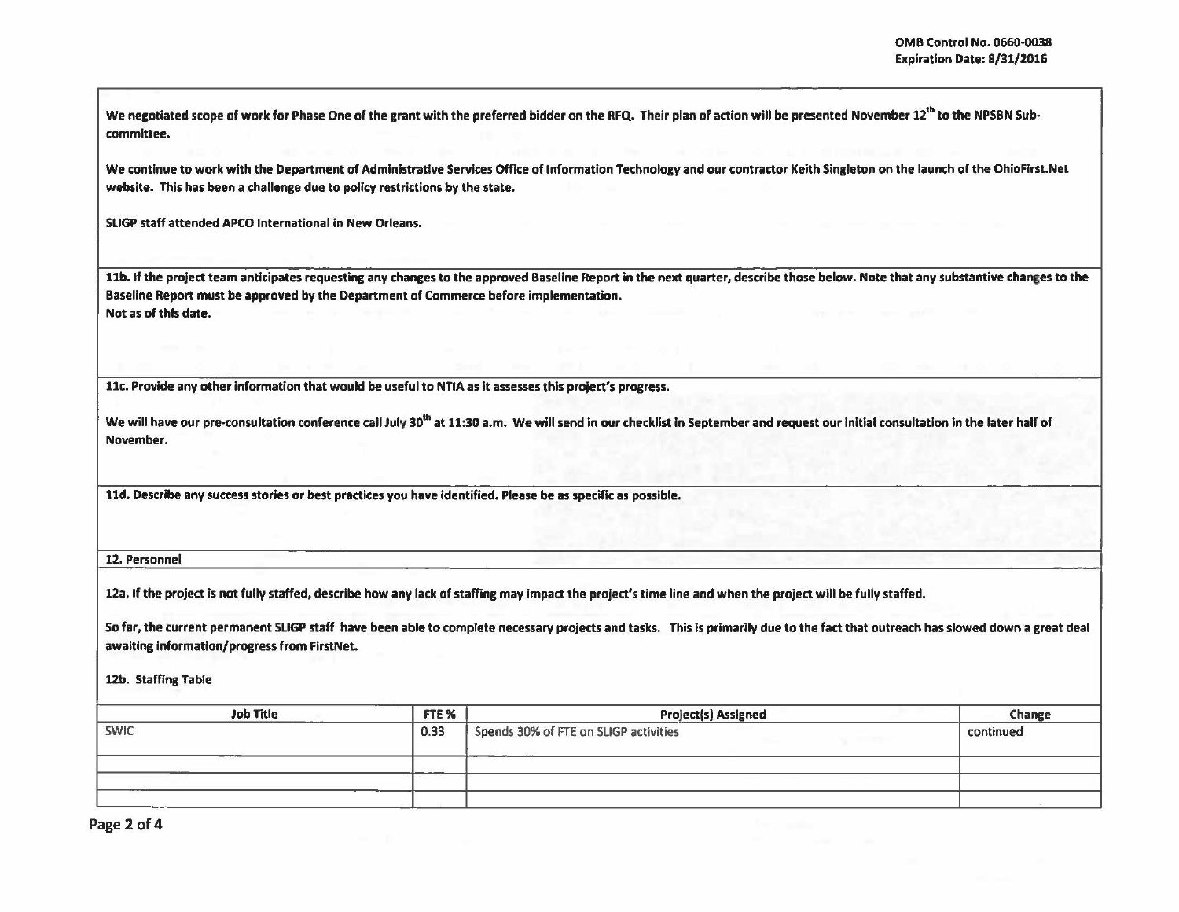We negotiated scope of work for Phase One of the grant with the preferred bidder on the RFQ. Their plan of action will be presented November 12th to the NPSBN Sub-committee.

We continue to work with the Department of Administrative Services Office of Information Technology and our contractor Keith Singleton on the launch of the OhioFirst.Net website. This has been a challenge due to policy restrictions by the state.

SLIGP staff attended APCO International in New Orleans.

**11b. If the project team anticipates requesting any changes to the approved Baseline Report in the next quarter, describe those below. Note that any substantive changes to the Baseline Report must be approved by the Department of Commerce before implementation.**

Not as of this date.

**11c. Provide any other information that would be useful to NTIA as it assesses this project's progress.**

We will have our pre-consultation conference call July 30th at 11:30 a.m. We will send in our checklist in September and request our initial consultation in the later half of November.

**11d. Describe any success stories or best practices you have identified. Please be as specific as possible.**

## 12. Personnel

**12a. If the project is not fully staffed, describe how any lack of staffing may impact the project's time line and when the project will be fully staffed.**

So far, the current permanent SLIGP staff have been able to complete necessary projects and tasks. This is primarily due to the fact that outreach has slowed down a great deal awaiting information/progress from FirstNet.

**12b. Staffing Table**

| Job Title | FTE % | Project(s) Assigned | Change |
| --- | --- | --- | --- |
| SWIC | 0.33 | Spends 30% of FTE on SLIGP activities | continued |
| | | | |
| | | | |
| | | | |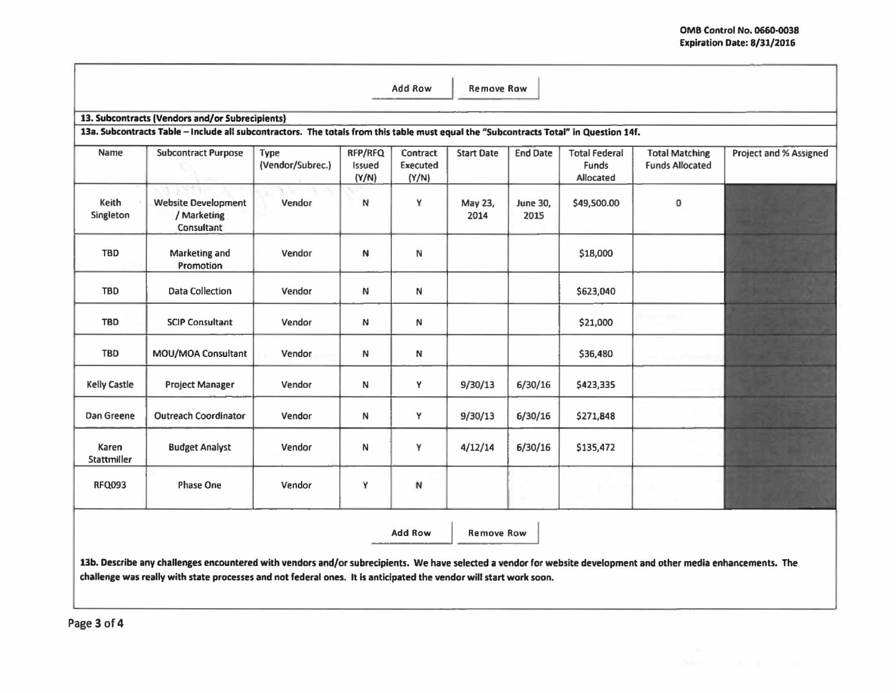OMB Control No. 0660-0038
Expiration Date: 8/31/2016

Add Row | Remove Row

**13. Subcontracts (Vendors and/or Subrecipients)**

**13a. Subcontracts Table – Include all subcontractors. The totals from this table must equal the "Subcontracts Total" in Question 14f.**

| Name | Subcontract Purpose | Type (Vendor/Subrec.) | RFP/RFQ Issued (Y/N) | Contract Executed (Y/N) | Start Date | End Date | Total Federal Funds Allocated | Total Matching Funds Allocated | Project and % Assigned |
|---|---|---|---|---|---|---|---|---|---|
| Keith Singleton | Website Development / Marketing Consultant | Vendor | N | Y | May 23, 2014 | June 30, 2015 | $49,500.00 | 0 | |
| TBD | Marketing and Promotion | Vendor | N | N | | | $18,000 | | |
| TBD | Data Collection | Vendor | N | N | | | $623,040 | | |
| TBD | SCIP Consultant | Vendor | N | N | | | $21,000 | | |
| TBD | MOU/MOA Consultant | Vendor | N | N | | | $36,480 | | |
| Kelly Castle | Project Manager | Vendor | N | Y | 9/30/13 | 6/30/16 | $423,335 | | |
| Dan Greene | Outreach Coordinator | Vendor | N | Y | 9/30/13 | 6/30/16 | $271,848 | | |
| Karen Stattmiller | Budget Analyst | Vendor | N | Y | 4/12/14 | 6/30/16 | $135,472 | | |
| RFQ093 | Phase One | Vendor | Y | N | | | | | |

Add Row | Remove Row

**13b. Describe any challenges encountered with vendors and/or subrecipients. We have selected a vendor for website development and other media enhancements. The challenge was really with state processes and not federal ones. It is anticipated the vendor will start work soon.**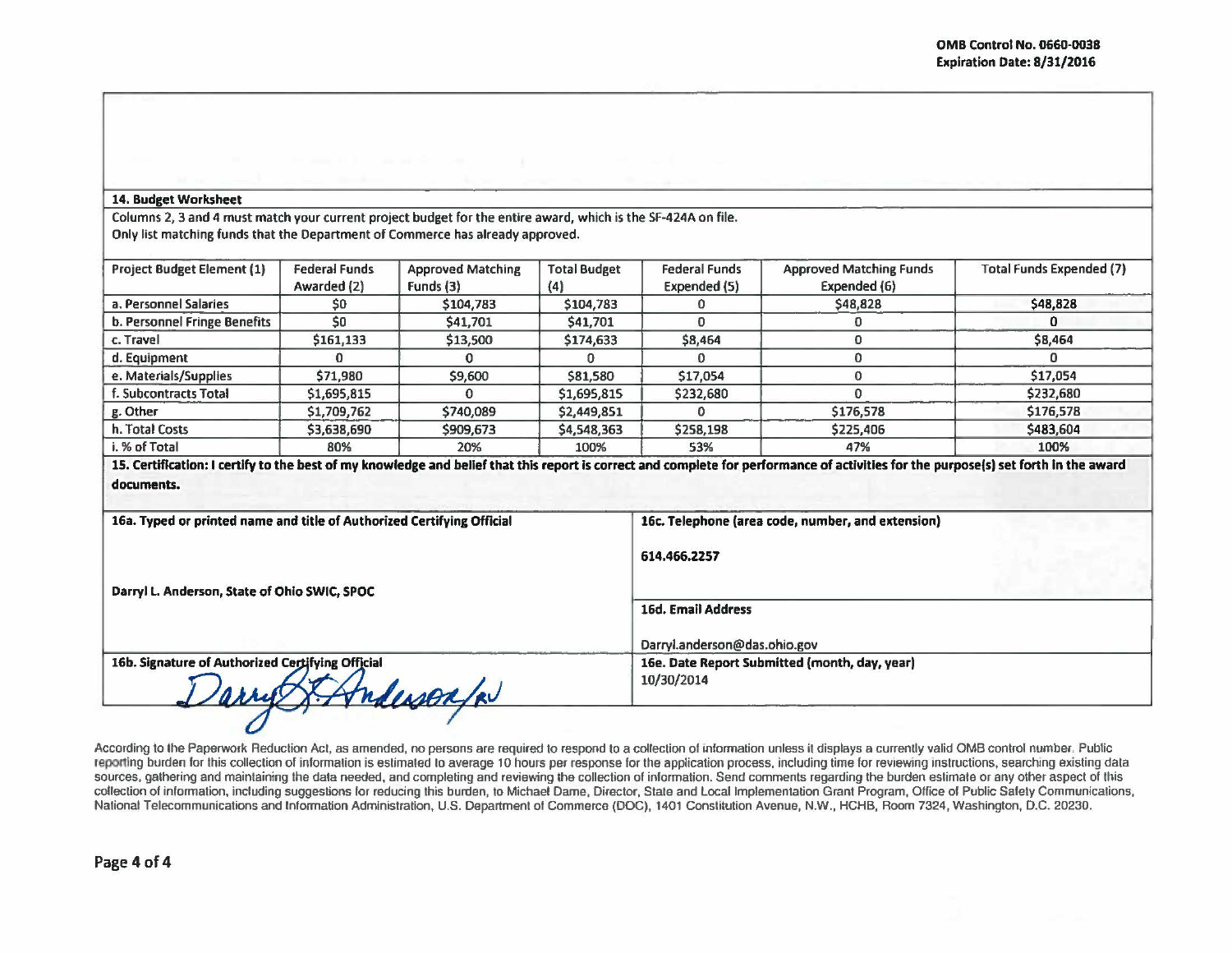**OMB Control No. 0660-0038**
**Expiration Date: 8/31/2016**

**14. Budget Worksheet**

Columns 2, 3 and 4 must match your current project budget for the entire award, which is the SF-424A on file.
Only list matching funds that the Department of Commerce has already approved.

| Project Budget Element (1) | Federal Funds Awarded (2) | Approved Matching Funds (3) | Total Budget (4) | Federal Funds Expended (5) | Approved Matching Funds Expended (6) | Total Funds Expended (7) |
|---|---|---|---|---|---|---|
| a. Personnel Salaries | $0 | $104,783 | $104,783 | 0 | $48,828 | $48,828 |
| b. Personnel Fringe Benefits | $0 | $41,701 | $41,701 | 0 | 0 | 0 |
| c. Travel | $161,133 | $13,500 | $174,633 | $8,464 | 0 | $8,464 |
| d. Equipment | 0 | 0 | 0 | 0 | 0 | 0 |
| e. Materials/Supplies | $71,980 | $9,600 | $81,580 | $17,054 | 0 | $17,054 |
| f. Subcontracts Total | $1,695,815 | 0 | $1,695,815 | $232,680 | 0 | $232,680 |
| g. Other | $1,709,762 | $740,089 | $2,449,851 | 0 | $176,578 | $176,578 |
| h. Total Costs | $3,638,690 | $909,673 | $4,548,363 | $258,198 | $225,406 | $483,604 |
| i. % of Total | 80% | 20% | 100% | 53% | 47% | 100% |

**15. Certification: I certify to the best of my knowledge and belief that this report is correct and complete for performance of activities for the purpose(s) set forth in the award documents.**

| | |
|---|---|
| **16a. Typed or printed name and title of Authorized Certifying Official**<br><br>Darryl L. Anderson, State of Ohio SWIC, SPOC | **16c. Telephone (area code, number, and extension)**<br><br>614.466.2257 |
| | **16d. Email Address**<br><br>Darryl.anderson@das.ohio.gov |
| **16b. Signature of Authorized Certifying Official**<br><br>Darryl L. Anderson/RV | **16e. Date Report Submitted (month, day, year)**<br><br>10/30/2014 |

According to the Paperwork Reduction Act, as amended, no persons are required to respond to a collection of information unless it displays a currently valid OMB control number. Public reporting burden for this collection of information is estimated to average 10 hours per response for the application process, including time for reviewing instructions, searching existing data sources, gathering and maintaining the data needed, and completing and reviewing the collection of information. Send comments regarding the burden estimate or any other aspect of this collection of information, including suggestions for reducing this burden, to Michael Dame, Director, State and Local Implementation Grant Program, Office of Public Safety Communications, National Telecommunications and Information Administration, U.S. Department of Commerce (DOC), 1401 Constitution Avenue, N.W., HCHB, Room 7324, Washington, D.C. 20230.